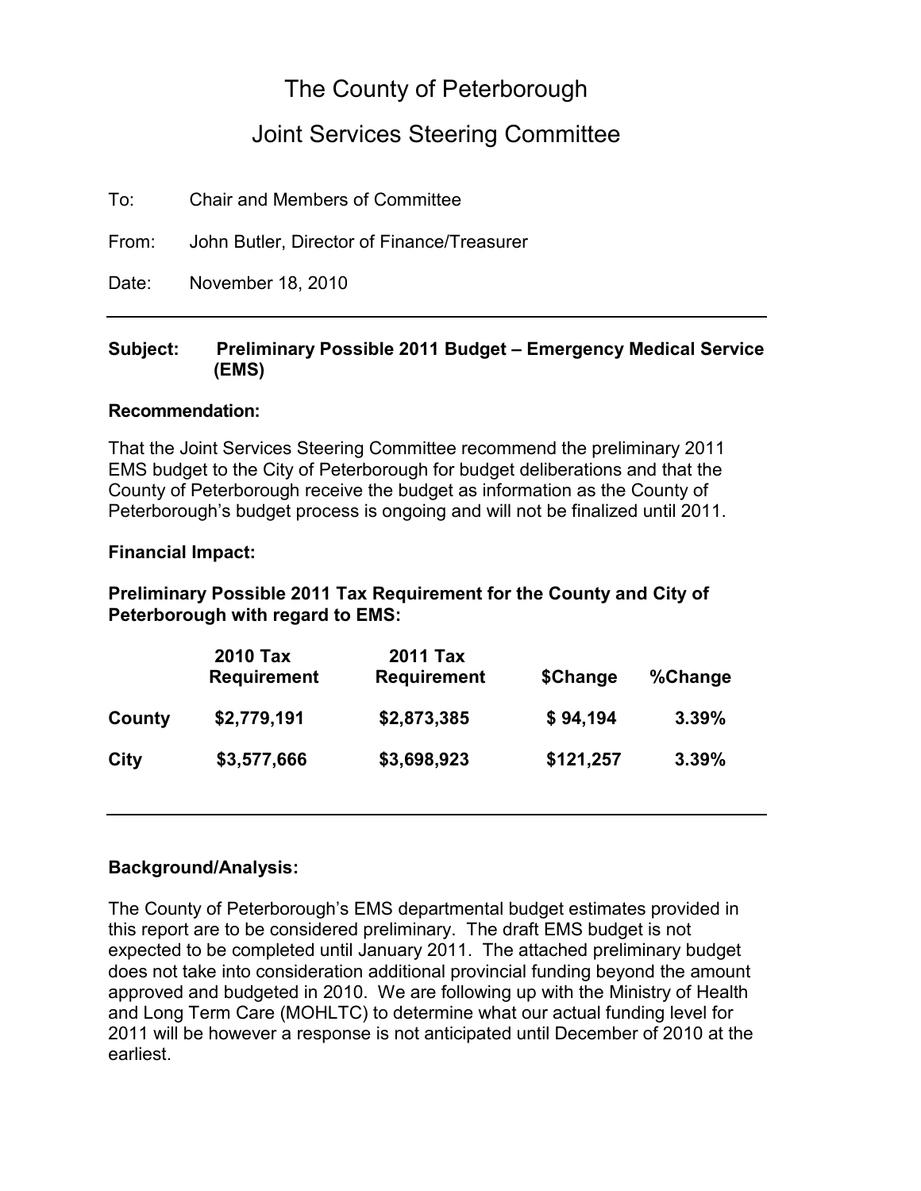# The County of Peterborough

## Joint Services Steering Committee

To: Chair and Members of Committee

From: John Butler, Director of Finance/Treasurer

Date: November 18, 2010

---

**Subject: Preliminary Possible 2011 Budget – Emergency Medical Service (EMS)**

**Recommendation:**

That the Joint Services Steering Committee recommend the preliminary 2011 EMS budget to the City of Peterborough for budget deliberations and that the County of Peterborough receive the budget as information as the County of Peterborough's budget process is ongoing and will not be finalized until 2011.

**Financial Impact:**

**Preliminary Possible 2011 Tax Requirement for the County and City of Peterborough with regard to EMS:**

| | 2010 Tax Requirement | 2011 Tax Requirement | $Change | %Change |
|---|---|---|---|---|
| **County** | **$2,779,191** | **$2,873,385** | **$ 94,194** | **3.39%** |
| **City** | **$3,577,666** | **$3,698,923** | **$121,257** | **3.39%** |

---

**Background/Analysis:**

The County of Peterborough's EMS departmental budget estimates provided in this report are to be considered preliminary. The draft EMS budget is not expected to be completed until January 2011. The attached preliminary budget does not take into consideration additional provincial funding beyond the amount approved and budgeted in 2010. We are following up with the Ministry of Health and Long Term Care (MOHLTC) to determine what our actual funding level for 2011 will be however a response is not anticipated until December of 2010 at the earliest.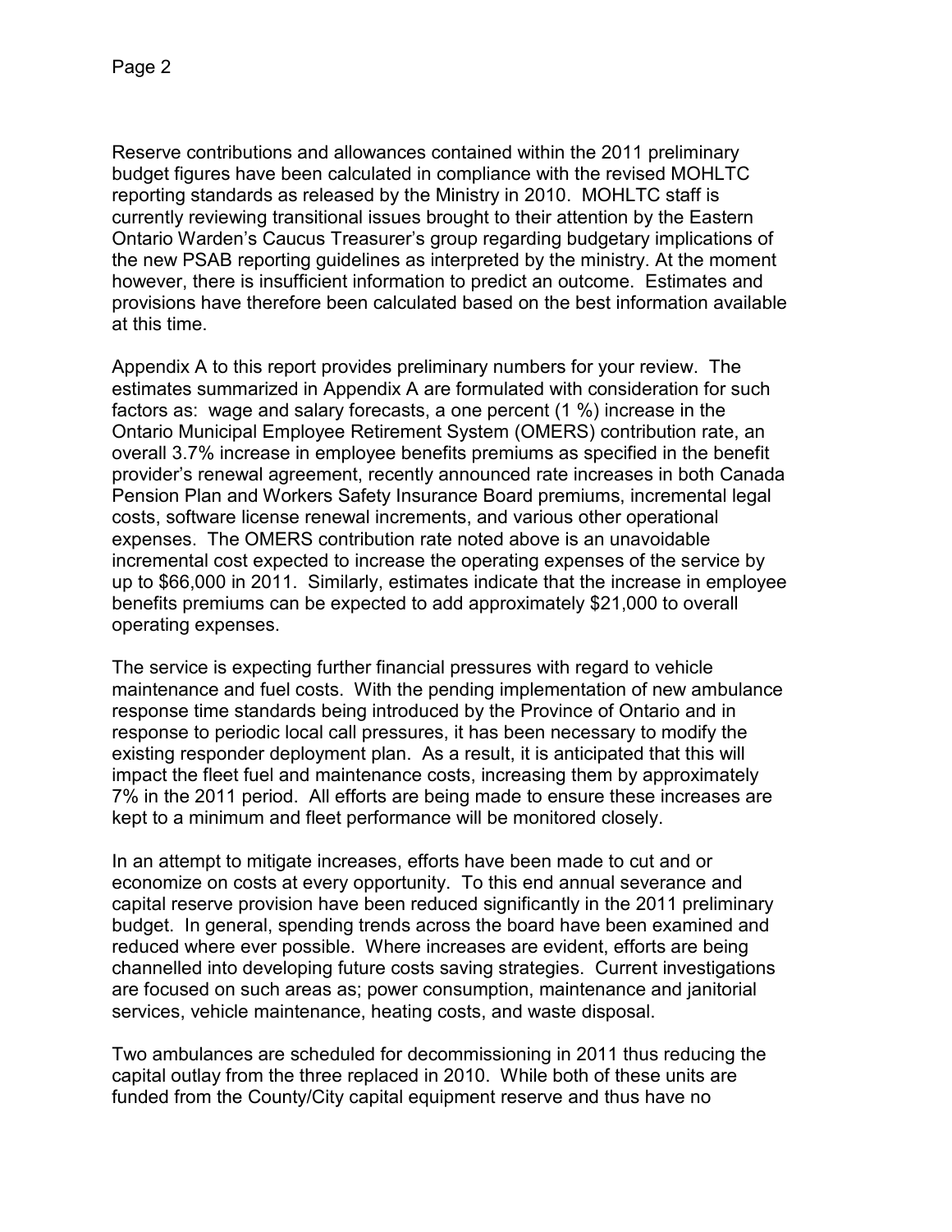Reserve contributions and allowances contained within the 2011 preliminary budget figures have been calculated in compliance with the revised MOHLTC reporting standards as released by the Ministry in 2010. MOHLTC staff is currently reviewing transitional issues brought to their attention by the Eastern Ontario Warden's Caucus Treasurer's group regarding budgetary implications of the new PSAB reporting guidelines as interpreted by the ministry. At the moment however, there is insufficient information to predict an outcome. Estimates and provisions have therefore been calculated based on the best information available at this time.

Appendix A to this report provides preliminary numbers for your review. The estimates summarized in Appendix A are formulated with consideration for such factors as: wage and salary forecasts, a one percent (1 %) increase in the Ontario Municipal Employee Retirement System (OMERS) contribution rate, an overall 3.7% increase in employee benefits premiums as specified in the benefit provider's renewal agreement, recently announced rate increases in both Canada Pension Plan and Workers Safety Insurance Board premiums, incremental legal costs, software license renewal increments, and various other operational expenses. The OMERS contribution rate noted above is an unavoidable incremental cost expected to increase the operating expenses of the service by up to $66,000 in 2011. Similarly, estimates indicate that the increase in employee benefits premiums can be expected to add approximately $21,000 to overall operating expenses.

The service is expecting further financial pressures with regard to vehicle maintenance and fuel costs. With the pending implementation of new ambulance response time standards being introduced by the Province of Ontario and in response to periodic local call pressures, it has been necessary to modify the existing responder deployment plan. As a result, it is anticipated that this will impact the fleet fuel and maintenance costs, increasing them by approximately 7% in the 2011 period. All efforts are being made to ensure these increases are kept to a minimum and fleet performance will be monitored closely.

In an attempt to mitigate increases, efforts have been made to cut and or economize on costs at every opportunity. To this end annual severance and capital reserve provision have been reduced significantly in the 2011 preliminary budget. In general, spending trends across the board have been examined and reduced where ever possible. Where increases are evident, efforts are being channelled into developing future costs saving strategies. Current investigations are focused on such areas as; power consumption, maintenance and janitorial services, vehicle maintenance, heating costs, and waste disposal.

Two ambulances are scheduled for decommissioning in 2011 thus reducing the capital outlay from the three replaced in 2010. While both of these units are funded from the County/City capital equipment reserve and thus have no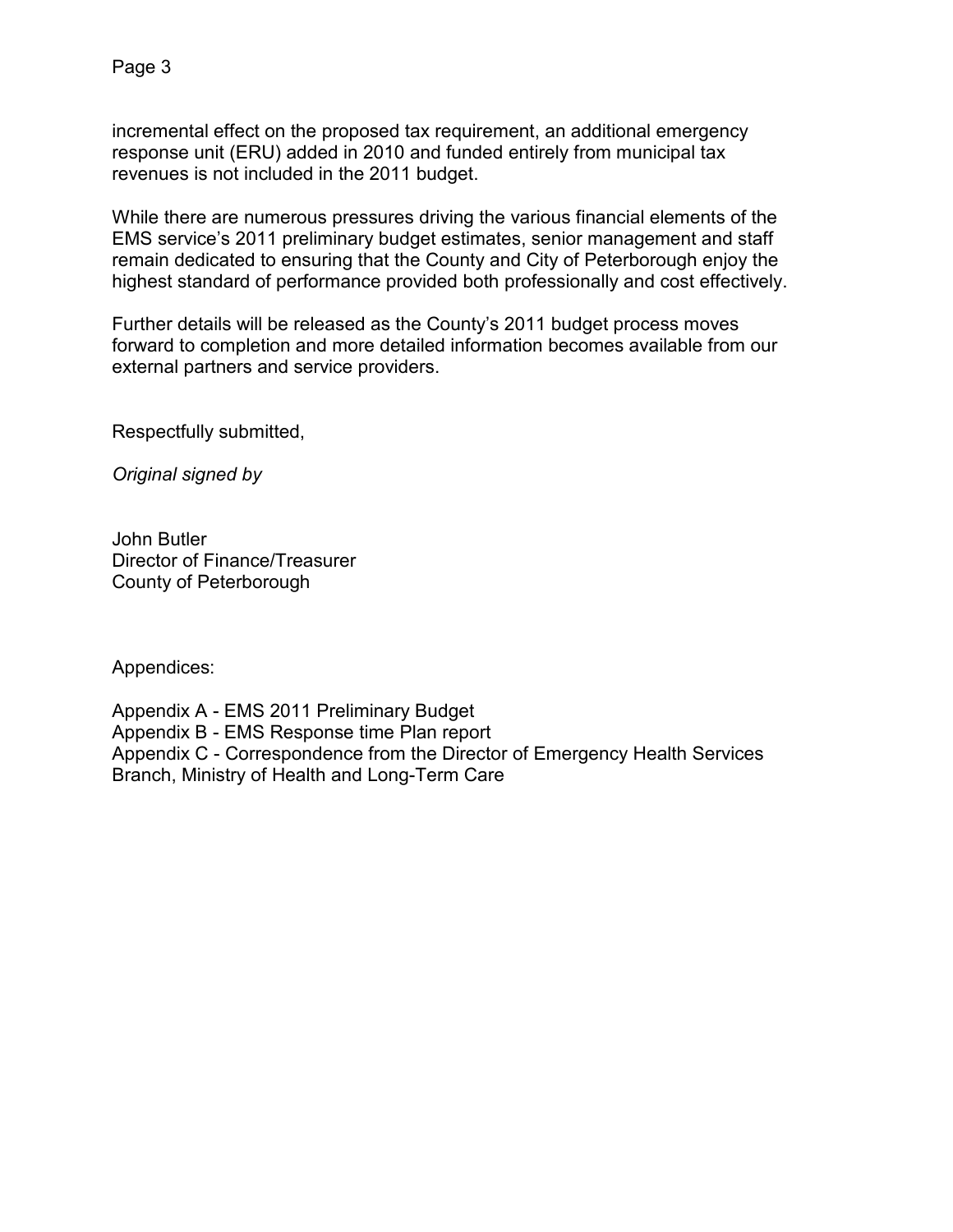incremental effect on the proposed tax requirement, an additional emergency response unit (ERU) added in 2010 and funded entirely from municipal tax revenues is not included in the 2011 budget.

While there are numerous pressures driving the various financial elements of the EMS service's 2011 preliminary budget estimates, senior management and staff remain dedicated to ensuring that the County and City of Peterborough enjoy the highest standard of performance provided both professionally and cost effectively.

Further details will be released as the County's 2011 budget process moves forward to completion and more detailed information becomes available from our external partners and service providers.

Respectfully submitted,

*Original signed by*

John Butler
Director of Finance/Treasurer
County of Peterborough

Appendices:

Appendix A - EMS 2011 Preliminary Budget
Appendix B - EMS Response time Plan report
Appendix C - Correspondence from the Director of Emergency Health Services Branch, Ministry of Health and Long-Term Care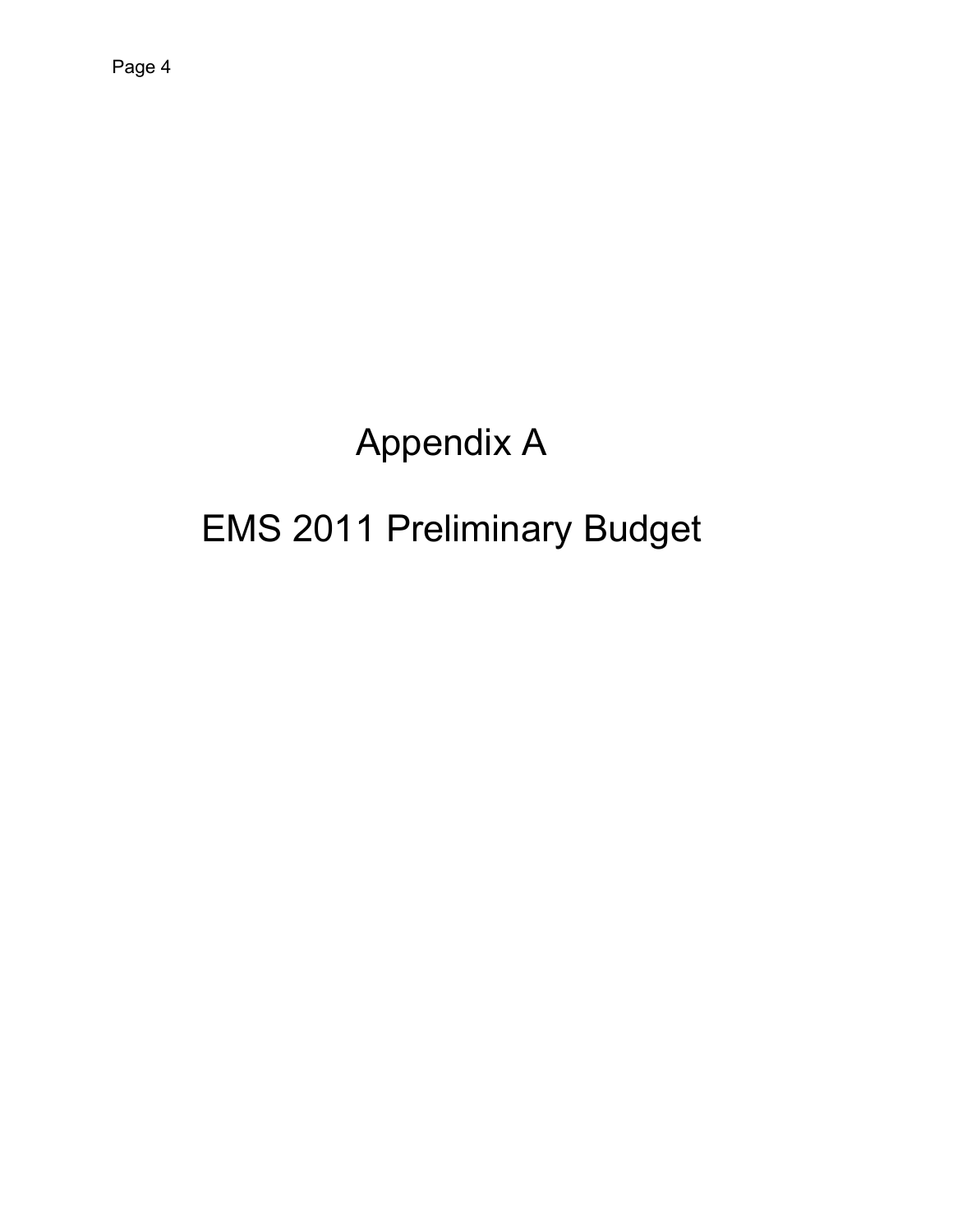# Appendix A

# EMS 2011 Preliminary Budget